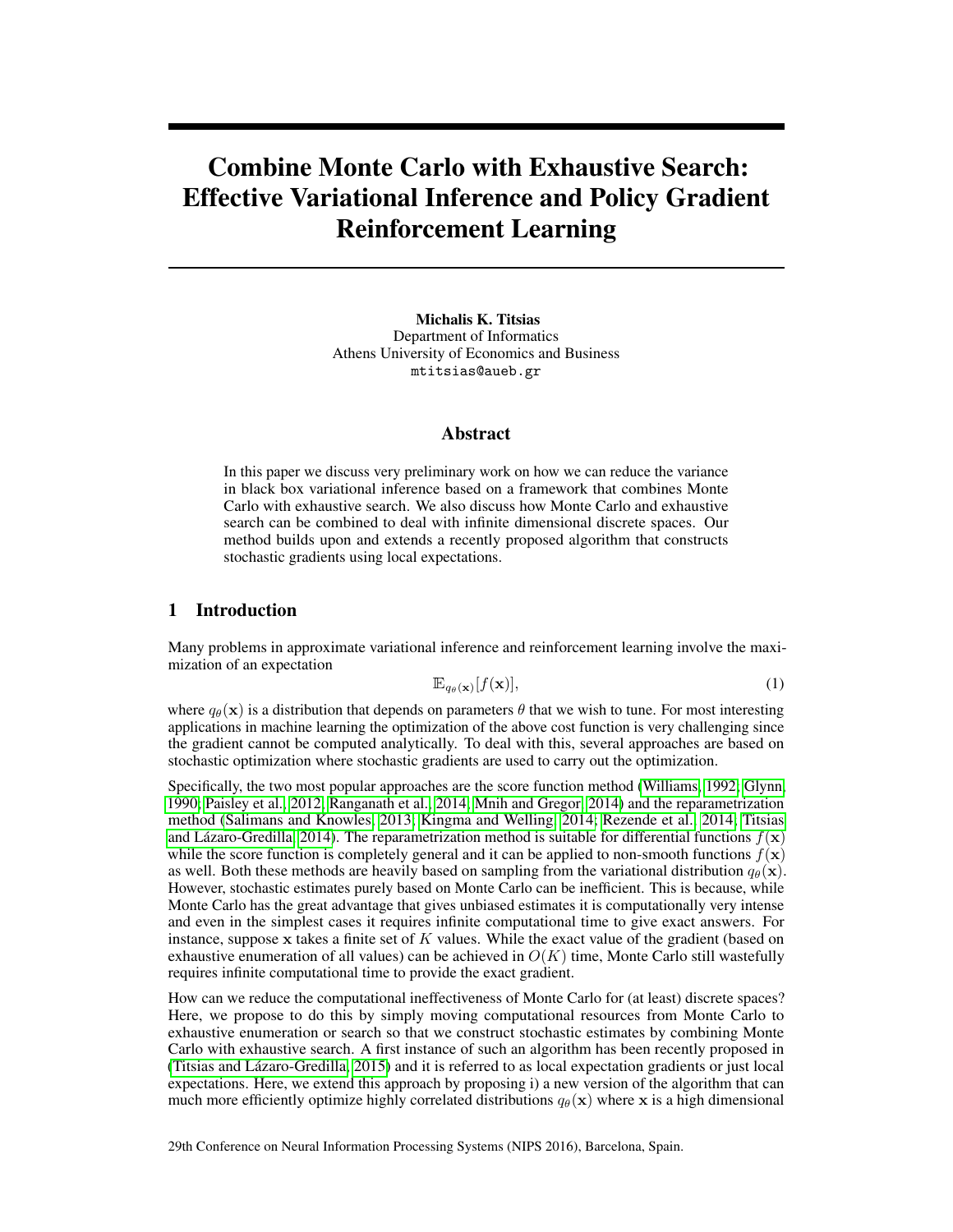# Combine Monte Carlo with Exhaustive Search: Effective Variational Inference and Policy Gradient Reinforcement Learning

**Michalis K. Titsias**
Department of Informatics
Athens University of Economics and Business
mtitsias@aueb.gr

## Abstract

In this paper we discuss very preliminary work on how we can reduce the variance in black box variational inference based on a framework that combines Monte Carlo with exhaustive search. We also discuss how Monte Carlo and exhaustive search can be combined to deal with infinite dimensional discrete spaces. Our method builds upon and extends a recently proposed algorithm that constructs stochastic gradients using local expectations.

## 1 Introduction

Many problems in approximate variational inference and reinforcement learning involve the maximization of an expectation

$$\mathbb{E}_{q_\theta(\mathbf{x})}[f(\mathbf{x})], \tag{1}$$

where $q_\theta(\mathbf{x})$ is a distribution that depends on parameters $\theta$ that we wish to tune. For most interesting applications in machine learning the optimization of the above cost function is very challenging since the gradient cannot be computed analytically. To deal with this, several approaches are based on stochastic optimization where stochastic gradients are used to carry out the optimization.

Specifically, the two most popular approaches are the score function method (Williams, 1992; Glynn, 1990; Paisley et al., 2012; Ranganath et al., 2014; Mnih and Gregor, 2014) and the reparametrization method (Salimans and Knowles, 2013; Kingma and Welling, 2014; Rezende et al., 2014; Titsias and Lázaro-Gredilla, 2014). The reparametrization method is suitable for differential functions $f(\mathbf{x})$ while the score function is completely general and it can be applied to non-smooth functions $f(\mathbf{x})$ as well. Both these methods are heavily based on sampling from the variational distribution $q_\theta(\mathbf{x})$. However, stochastic estimates purely based on Monte Carlo can be inefficient. This is because, while Monte Carlo has the great advantage that gives unbiased estimates it is computationally very intense and even in the simplest cases it requires infinite computational time to give exact answers. For instance, suppose $\mathbf{x}$ takes a finite set of $K$ values. While the exact value of the gradient (based on exhaustive enumeration of all values) can be achieved in $O(K)$ time, Monte Carlo still wastefully requires infinite computational time to provide the exact gradient.

How can we reduce the computational ineffectiveness of Monte Carlo for (at least) discrete spaces? Here, we propose to do this by simply moving computational resources from Monte Carlo to exhaustive enumeration or search so that we construct stochastic estimates by combining Monte Carlo with exhaustive search. A first instance of such an algorithm has been recently proposed in (Titsias and Lázaro-Gredilla, 2015) and it is referred to as local expectation gradients or just local expectations. Here, we extend this approach by proposing i) a new version of the algorithm that can much more efficiently optimize highly correlated distributions $q_\theta(\mathbf{x})$ where $\mathbf{x}$ is a high dimensional

29th Conference on Neural Information Processing Systems (NIPS 2016), Barcelona, Spain.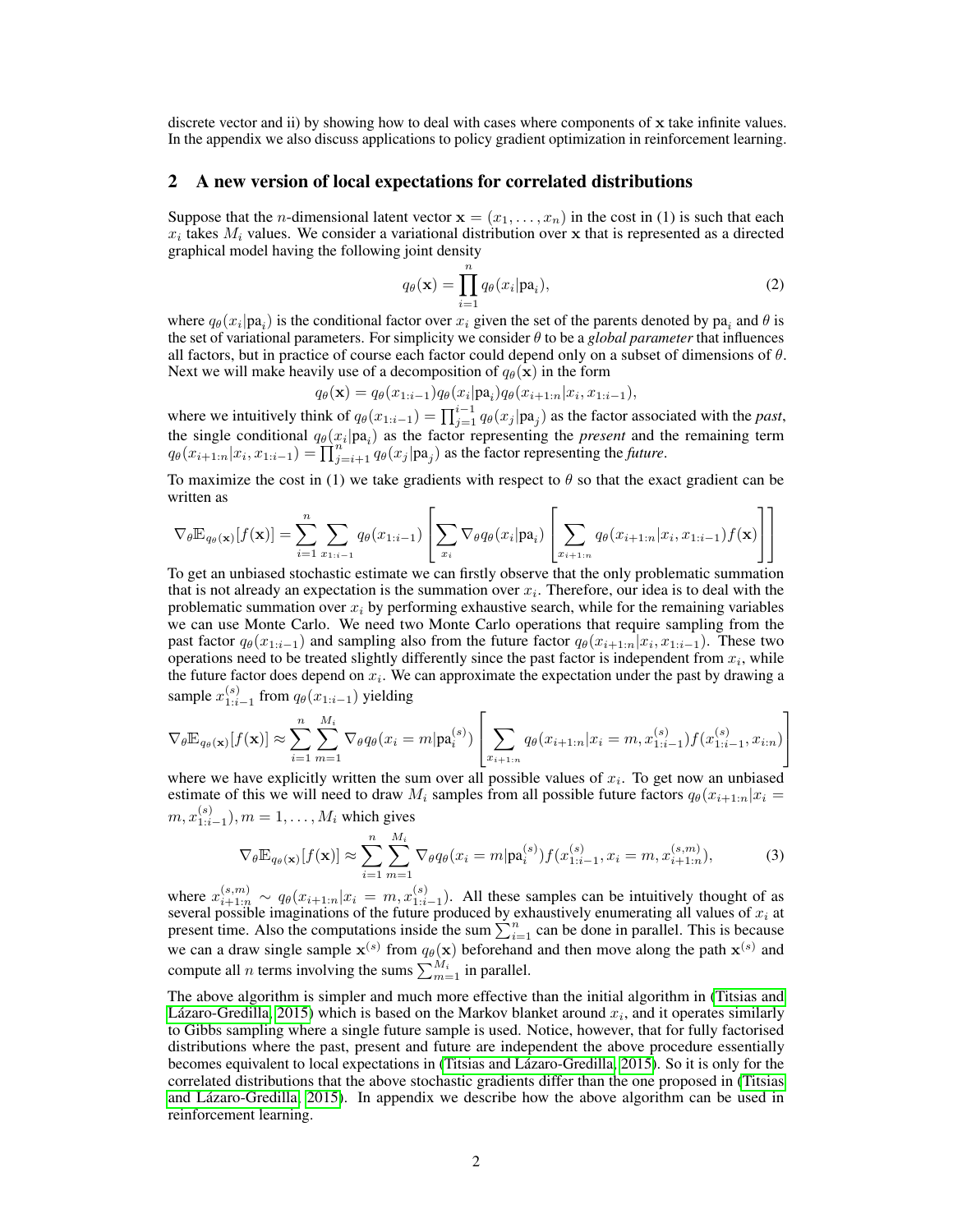discrete vector and ii) by showing how to deal with cases where components of $\mathbf{x}$ take infinite values. In the appendix we also discuss applications to policy gradient optimization in reinforcement learning.

## 2 A new version of local expectations for correlated distributions

Suppose that the $n$-dimensional latent vector $\mathbf{x} = (x_1, \ldots, x_n)$ in the cost in (1) is such that each $x_i$ takes $M_i$ values. We consider a variational distribution over $\mathbf{x}$ that is represented as a directed graphical model having the following joint density

$$q_\theta(\mathbf{x}) = \prod_{i=1}^{n} q_\theta(x_i|\text{pa}_i), \tag{2}$$

where $q_\theta(x_i|\text{pa}_i)$ is the conditional factor over $x_i$ given the set of the parents denoted by $\text{pa}_i$ and $\theta$ is the set of variational parameters. For simplicity we consider $\theta$ to be a *global parameter* that influences all factors, but in practice of course each factor could depend only on a subset of dimensions of $\theta$. Next we will make heavily use of a decomposition of $q_\theta(\mathbf{x})$ in the form

$$q_\theta(\mathbf{x}) = q_\theta(x_{1:i-1}) q_\theta(x_i|\text{pa}_i) q_\theta(x_{i+1:n}|x_i, x_{1:i-1}),$$

where we intuitively think of $q_\theta(x_{1:i-1}) = \prod_{j=1}^{i-1} q_\theta(x_j|\text{pa}_j)$ as the factor associated with the *past*, the single conditional $q_\theta(x_i|\text{pa}_i)$ as the factor representing the *present* and the remaining term $q_\theta(x_{i+1:n}|x_i, x_{1:i-1}) = \prod_{j=i+1}^{n} q_\theta(x_j|\text{pa}_j)$ as the factor representing the *future*.

To maximize the cost in (1) we take gradients with respect to $\theta$ so that the exact gradient can be written as

$$\nabla_\theta \mathbb{E}_{q_\theta(\mathbf{x})}[f(\mathbf{x})] = \sum_{i=1}^{n} \sum_{x_{1:i-1}} q_\theta(x_{1:i-1}) \left[ \sum_{x_i} \nabla_\theta q_\theta(x_i|\text{pa}_i) \left[ \sum_{x_{i+1:n}} q_\theta(x_{i+1:n}|x_i, x_{1:i-1}) f(\mathbf{x}) \right] \right]$$

To get an unbiased stochastic estimate we can firstly observe that the only problematic summation that is not already an expectation is the summation over $x_i$. Therefore, our idea is to deal with the problematic summation over $x_i$ by performing exhaustive search, while for the remaining variables we can use Monte Carlo. We need two Monte Carlo operations that require sampling from the past factor $q_\theta(x_{1:i-1})$ and sampling also from the future factor $q_\theta(x_{i+1:n}|x_i, x_{1:i-1})$. These two operations need to be treated slightly differently since the past factor is independent from $x_i$, while the future factor does depend on $x_i$. We can approximate the expectation under the past by drawing a sample $x_{1:i-1}^{(s)}$ from $q_\theta(x_{1:i-1})$ yielding

$$\nabla_\theta \mathbb{E}_{q_\theta(\mathbf{x})}[f(\mathbf{x})] \approx \sum_{i=1}^{n} \sum_{m=1}^{M_i} \nabla_\theta q_\theta(x_i = m|\text{pa}_i^{(s)}) \left[ \sum_{x_{i+1:n}} q_\theta(x_{i+1:n}|x_i = m, x_{1:i-1}^{(s)}) f(x_{1:i-1}^{(s)}, x_{i:n}) \right]$$

where we have explicitly written the sum over all possible values of $x_i$. To get now an unbiased estimate of this we will need to draw $M_i$ samples from all possible future factors $q_\theta(x_{i+1:n}|x_i = m, x_{1:i-1}^{(s)}), m = 1, \ldots, M_i$ which gives

$$\nabla_\theta \mathbb{E}_{q_\theta(\mathbf{x})}[f(\mathbf{x})] \approx \sum_{i=1}^{n} \sum_{m=1}^{M_i} \nabla_\theta q_\theta(x_i = m|\text{pa}_i^{(s)}) f(x_{1:i-1}^{(s)}, x_i = m, x_{i+1:n}^{(s,m)}), \tag{3}$$

where $x_{i+1:n}^{(s,m)} \sim q_\theta(x_{i+1:n}|x_i = m, x_{1:i-1}^{(s)})$. All these samples can be intuitively thought of as several possible imaginations of the future produced by exhaustively enumerating all values of $x_i$ at present time. Also the computations inside the sum $\sum_{i=1}^{n}$ can be done in parallel. This is because we can a draw single sample $\mathbf{x}^{(s)}$ from $q_\theta(\mathbf{x})$ beforehand and then move along the path $\mathbf{x}^{(s)}$ and compute all $n$ terms involving the sums $\sum_{m=1}^{M_i}$ in parallel.

The above algorithm is simpler and much more effective than the initial algorithm in (Titsias and Lázaro-Gredilla, 2015) which is based on the Markov blanket around $x_i$, and it operates similarly to Gibbs sampling where a single future sample is used. Notice, however, that for fully factorised distributions where the past, present and future are independent the above procedure essentially becomes equivalent to local expectations in (Titsias and Lázaro-Gredilla, 2015). So it is only for the correlated distributions that the above stochastic gradients differ than the one proposed in (Titsias and Lázaro-Gredilla, 2015). In appendix we describe how the above algorithm can be used in reinforcement learning.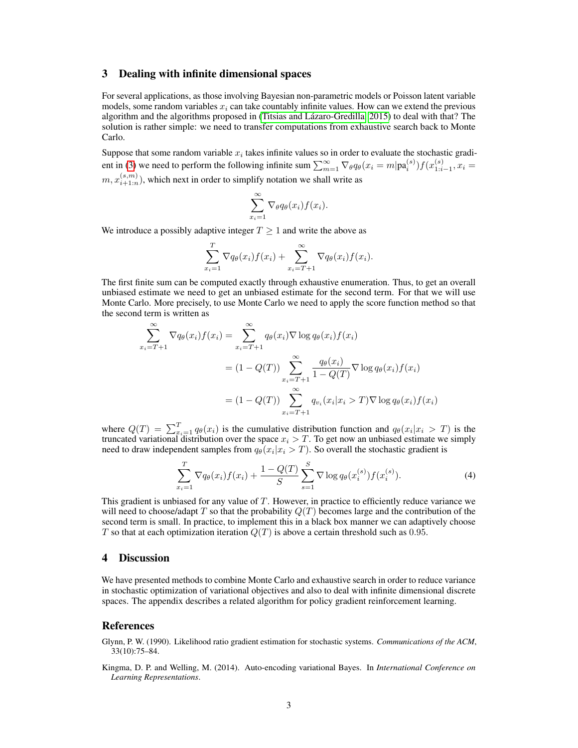## 3 Dealing with infinite dimensional spaces

For several applications, as those involving Bayesian non-parametric models or Poisson latent variable models, some random variables $x_i$ can take countably infinite values. How can we extend the previous algorithm and the algorithms proposed in (Titsias and Lázaro-Gredilla, 2015) to deal with that? The solution is rather simple: we need to transfer computations from exhaustive search back to Monte Carlo.

Suppose that some random variable $x_i$ takes infinite values so in order to evaluate the stochastic gradient in (3) we need to perform the following infinite sum $\sum_{m=1}^{\infty} \nabla_\theta q_\theta(x_i = m | \text{pa}_i^{(s)}) f(x_{1:i-1}^{(s)}, x_i = m, x_{i+1:n}^{(s,m)})$, which next in order to simplify notation we shall write as

$$\sum_{x_i=1}^{\infty} \nabla_\theta q_\theta(x_i) f(x_i).$$

We introduce a possibly adaptive integer $T \geq 1$ and write the above as

$$\sum_{x_i=1}^{T} \nabla q_\theta(x_i) f(x_i) + \sum_{x_i=T+1}^{\infty} \nabla q_\theta(x_i) f(x_i).$$

The first finite sum can be computed exactly through exhaustive enumeration. Thus, to get an overall unbiased estimate we need to get an unbiased estimate for the second term. For that we will use Monte Carlo. More precisely, to use Monte Carlo we need to apply the score function method so that the second term is written as

$$\begin{aligned}
\sum_{x_i=T+1}^{\infty} \nabla q_\theta(x_i) f(x_i) &= \sum_{x_i=T+1}^{\infty} q_\theta(x_i) \nabla \log q_\theta(x_i) f(x_i) \\
&= (1 - Q(T)) \sum_{x_i=T+1}^{\infty} \frac{q_\theta(x_i)}{1 - Q(T)} \nabla \log q_\theta(x_i) f(x_i) \\
&= (1 - Q(T)) \sum_{x_i=T+1}^{\infty} q_{v_i}(x_i | x_i > T) \nabla \log q_\theta(x_i) f(x_i)
\end{aligned}$$

where $Q(T) = \sum_{x_i=1}^{T} q_\theta(x_i)$ is the cumulative distribution function and $q_\theta(x_i | x_i > T)$ is the truncated variational distribution over the space $x_i > T$. To get now an unbiased estimate we simply need to draw independent samples from $q_\theta(x_i | x_i > T)$. So overall the stochastic gradient is

$$\sum_{x_i=1}^{T} \nabla q_\theta(x_i) f(x_i) + \frac{1 - Q(T)}{S} \sum_{s=1}^{S} \nabla \log q_\theta(x_i^{(s)}) f(x_i^{(s)}). \tag{4}$$

This gradient is unbiased for any value of $T$. However, in practice to efficiently reduce variance we will need to choose/adapt $T$ so that the probability $Q(T)$ becomes large and the contribution of the second term is small. In practice, to implement this in a black box manner we can adaptively choose $T$ so that at each optimization iteration $Q(T)$ is above a certain threshold such as $0.95$.

## 4 Discussion

We have presented methods to combine Monte Carlo and exhaustive search in order to reduce variance in stochastic optimization of variational objectives and also to deal with infinite dimensional discrete spaces. The appendix describes a related algorithm for policy gradient reinforcement learning.

## References

Glynn, P. W. (1990). Likelihood ratio gradient estimation for stochastic systems. *Communications of the ACM*, 33(10):75–84.

Kingma, D. P. and Welling, M. (2014). Auto-encoding variational Bayes. In *International Conference on Learning Representations*.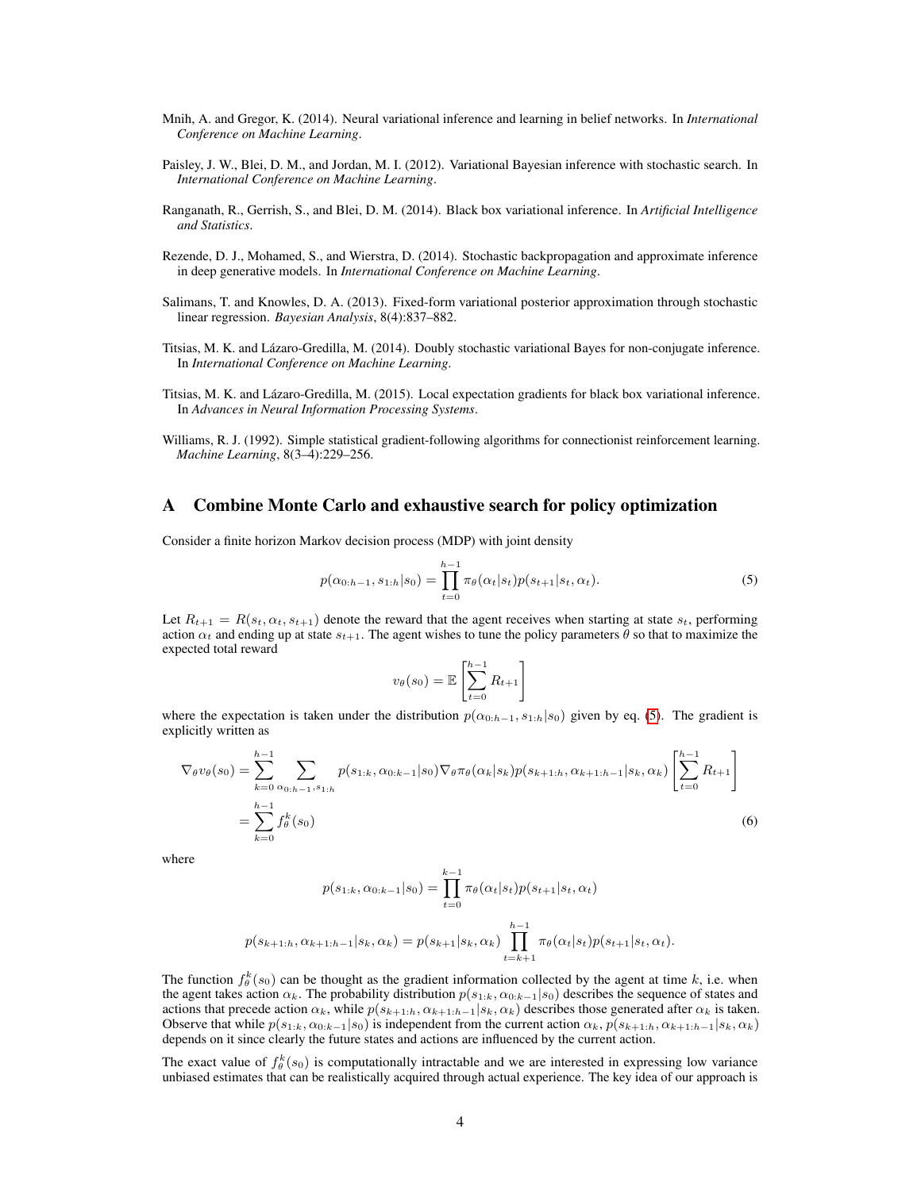Mnih, A. and Gregor, K. (2014). Neural variational inference and learning in belief networks. In *International Conference on Machine Learning*.

Paisley, J. W., Blei, D. M., and Jordan, M. I. (2012). Variational Bayesian inference with stochastic search. In *International Conference on Machine Learning*.

Ranganath, R., Gerrish, S., and Blei, D. M. (2014). Black box variational inference. In *Artificial Intelligence and Statistics*.

Rezende, D. J., Mohamed, S., and Wierstra, D. (2014). Stochastic backpropagation and approximate inference in deep generative models. In *International Conference on Machine Learning*.

Salimans, T. and Knowles, D. A. (2013). Fixed-form variational posterior approximation through stochastic linear regression. *Bayesian Analysis*, 8(4):837–882.

Titsias, M. K. and Lázaro-Gredilla, M. (2014). Doubly stochastic variational Bayes for non-conjugate inference. In *International Conference on Machine Learning*.

Titsias, M. K. and Lázaro-Gredilla, M. (2015). Local expectation gradients for black box variational inference. In *Advances in Neural Information Processing Systems*.

Williams, R. J. (1992). Simple statistical gradient-following algorithms for connectionist reinforcement learning. *Machine Learning*, 8(3–4):229–256.

# A Combine Monte Carlo and exhaustive search for policy optimization

Consider a finite horizon Markov decision process (MDP) with joint density

$$p(\alpha_{0:h-1}, s_{1:h}|s_0) = \prod_{t=0}^{h-1} \pi_\theta(\alpha_t|s_t) p(s_{t+1}|s_t, \alpha_t). \tag{5}$$

Let $R_{t+1} = R(s_t, \alpha_t, s_{t+1})$ denote the reward that the agent receives when starting at state $s_t$, performing action $\alpha_t$ and ending up at state $s_{t+1}$. The agent wishes to tune the policy parameters $\theta$ so that to maximize the expected total reward

$$v_\theta(s_0) = \mathbb{E}\left[\sum_{t=0}^{h-1} R_{t+1}\right]$$

where the expectation is taken under the distribution $p(\alpha_{0:h-1}, s_{1:h}|s_0)$ given by eq. (5). The gradient is explicitly written as

$$\begin{aligned}
\nabla_\theta v_\theta(s_0) &= \sum_{k=0}^{h-1} \sum_{\alpha_{0:h-1}, s_{1:h}} p(s_{1:k}, \alpha_{0:k-1}|s_0) \nabla_\theta \pi_\theta(\alpha_k|s_k) p(s_{k+1:h}, \alpha_{k+1:h-1}|s_k, \alpha_k) \left[\sum_{t=0}^{h-1} R_{t+1}\right] \\
&= \sum_{k=0}^{h-1} f_\theta^k(s_0)
\end{aligned} \tag{6}$$

where

$$p(s_{1:k}, \alpha_{0:k-1}|s_0) = \prod_{t=0}^{k-1} \pi_\theta(\alpha_t|s_t) p(s_{t+1}|s_t, \alpha_t)$$

$$p(s_{k+1:h}, \alpha_{k+1:h-1}|s_k, \alpha_k) = p(s_{k+1}|s_k, \alpha_k) \prod_{t=k+1}^{h-1} \pi_\theta(\alpha_t|s_t) p(s_{t+1}|s_t, \alpha_t).$$

The function $f_\theta^k(s_0)$ can be thought as the gradient information collected by the agent at time $k$, i.e. when the agent takes action $\alpha_k$. The probability distribution $p(s_{1:k}, \alpha_{0:k-1}|s_0)$ describes the sequence of states and actions that precede action $\alpha_k$, while $p(s_{k+1:h}, \alpha_{k+1:h-1}|s_k, \alpha_k)$ describes those generated after $\alpha_k$ is taken. Observe that while $p(s_{1:k}, \alpha_{0:k-1}|s_0)$ is independent from the current action $\alpha_k$, $p(s_{k+1:h}, \alpha_{k+1:h-1}|s_k, \alpha_k)$ depends on it since clearly the future states and actions are influenced by the current action.

The exact value of $f_\theta^k(s_0)$ is computationally intractable and we are interested in expressing low variance unbiased estimates that can be realistically acquired through actual experience. The key idea of our approach is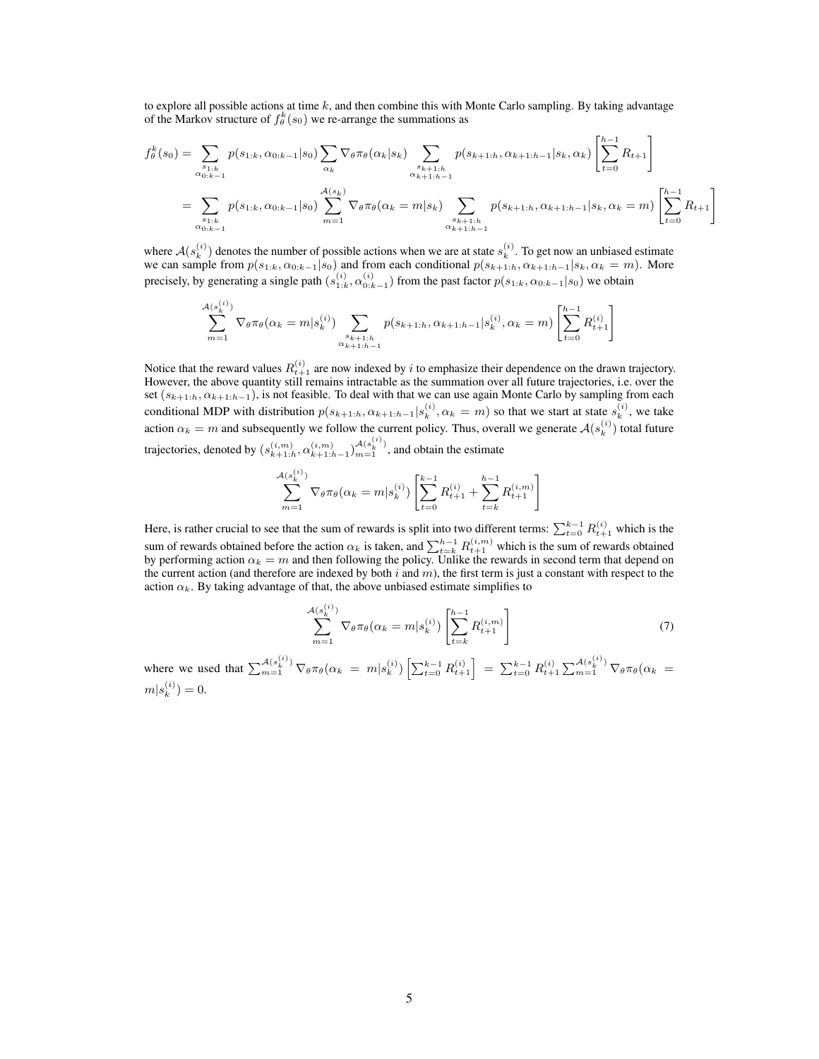to explore all possible actions at time $k$, and then combine this with Monte Carlo sampling. By taking advantage of the Markov structure of $f_\theta^k(s_0)$ we re-arrange the summations as

$$
\begin{aligned}
f_\theta^k(s_0) &= \sum_{\substack{s_{1:k} \\ \alpha_{0:k-1}}} p(s_{1:k}, \alpha_{0:k-1}|s_0) \sum_{\alpha_k} \nabla_\theta \pi_\theta(\alpha_k|s_k) \sum_{\substack{s_{k+1:h} \\ \alpha_{k+1:h-1}}} p(s_{k+1:h}, \alpha_{k+1:h-1}|s_k, \alpha_k) \left[ \sum_{t=0}^{h-1} R_{t+1} \right] \\
&= \sum_{\substack{s_{1:k} \\ \alpha_{0:k-1}}} p(s_{1:k}, \alpha_{0:k-1}|s_0) \sum_{m=1}^{\mathcal{A}(s_k)} \nabla_\theta \pi_\theta(\alpha_k = m|s_k) \sum_{\substack{s_{k+1:h} \\ \alpha_{k+1:h-1}}} p(s_{k+1:h}, \alpha_{k+1:h-1}|s_k, \alpha_k = m) \left[ \sum_{t=0}^{h-1} R_{t+1} \right]
\end{aligned}
$$

where $\mathcal{A}(s_k^{(i)})$ denotes the number of possible actions when we are at state $s_k^{(i)}$. To get now an unbiased estimate we can sample from $p(s_{1:k}, \alpha_{0:k-1}|s_0)$ and from each conditional $p(s_{k+1:h}, \alpha_{k+1:h-1}|s_k, \alpha_k = m)$. More precisely, by generating a single path $(s_{1:k}^{(i)}, \alpha_{0:k-1}^{(i)})$ from the past factor $p(s_{1:k}, \alpha_{0:k-1}|s_0)$ we obtain

$$
\sum_{m=1}^{\mathcal{A}(s_k^{(i)})} \nabla_\theta \pi_\theta(\alpha_k = m|s_k^{(i)}) \sum_{\substack{s_{k+1:h} \\ \alpha_{k+1:h-1}}} p(s_{k+1:h}, \alpha_{k+1:h-1}|s_k^{(i)}, \alpha_k = m) \left[ \sum_{t=0}^{h-1} R_{t+1}^{(i)} \right]
$$

Notice that the reward values $R_{t+1}^{(i)}$ are now indexed by $i$ to emphasize their dependence on the drawn trajectory. However, the above quantity still remains intractable as the summation over all future trajectories, i.e. over the set $(s_{k+1:h}, \alpha_{k+1:h-1})$, is not feasible. To deal with that we can use again Monte Carlo by sampling from each conditional MDP with distribution $p(s_{k+1:h}, \alpha_{k+1:h-1}|s_k^{(i)}, \alpha_k = m)$ so that we start at state $s_k^{(i)}$, we take action $\alpha_k = m$ and subsequently we follow the current policy. Thus, overall we generate $\mathcal{A}(s_k^{(i)})$ total future trajectories, denoted by $(s_{k+1:h}^{(i,m)}, \alpha_{k+1:h-1}^{(i,m)})_{m=1}^{\mathcal{A}(s_k^{(i)})}$, and obtain the estimate

$$
\sum_{m=1}^{\mathcal{A}(s_k^{(i)})} \nabla_\theta \pi_\theta(\alpha_k = m|s_k^{(i)}) \left[ \sum_{t=0}^{k-1} R_{t+1}^{(i)} + \sum_{t=k}^{h-1} R_{t+1}^{(i,m)} \right]
$$

Here, is rather crucial to see that the sum of rewards is split into two different terms: $\sum_{t=0}^{k-1} R_{t+1}^{(i)}$ which is the sum of rewards obtained before the action $\alpha_k$ is taken, and $\sum_{t=k}^{h-1} R_{t+1}^{(i,m)}$ which is the sum of rewards obtained by performing action $\alpha_k = m$ and then following the policy. Unlike the rewards in second term that depend on the current action (and therefore are indexed by both $i$ and $m$), the first term is just a constant with respect to the action $\alpha_k$. By taking advantage of that, the above unbiased estimate simplifies to

$$
\sum_{m=1}^{\mathcal{A}(s_k^{(i)})} \nabla_\theta \pi_\theta(\alpha_k = m|s_k^{(i)}) \left[ \sum_{t=k}^{h-1} R_{t+1}^{(i,m)} \right] \tag{7}
$$

where we used that $\sum_{m=1}^{\mathcal{A}(s_k^{(i)})} \nabla_\theta \pi_\theta(\alpha_k = m|s_k^{(i)}) \left[ \sum_{t=0}^{k-1} R_{t+1}^{(i)} \right] = \sum_{t=0}^{k-1} R_{t+1}^{(i)} \sum_{m=1}^{\mathcal{A}(s_k^{(i)})} \nabla_\theta \pi_\theta(\alpha_k = m|s_k^{(i)}) = 0$.